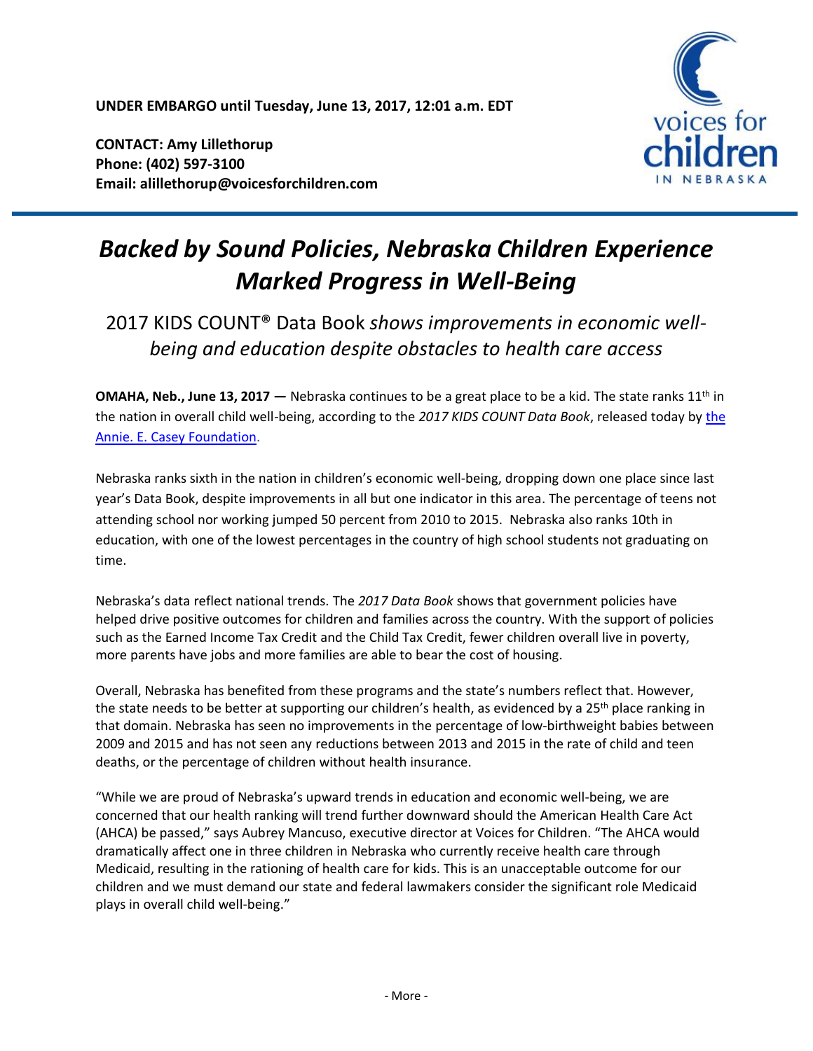**UNDER EMBARGO until Tuesday, June 13, 2017, 12:01 a.m. EDT**

**CONTACT: Amy Lillethorup**
**Phone: (402) 597-3100**
**Email: alillethorup@voicesforchildren.com**

voices for children IN NEBRASKA

# *Backed by Sound Policies, Nebraska Children Experience Marked Progress in Well-Being*

## 2017 KIDS COUNT® Data Book *shows improvements in economic well-being and education despite obstacles to health care access*

**OMAHA, Neb., June 13, 2017 —** Nebraska continues to be a great place to be a kid. The state ranks 11th in the nation in overall child well-being, according to the *2017 KIDS COUNT Data Book*, released today by [the Annie. E. Casey Foundation](#).

Nebraska ranks sixth in the nation in children's economic well-being, dropping down one place since last year's Data Book, despite improvements in all but one indicator in this area. The percentage of teens not attending school nor working jumped 50 percent from 2010 to 2015. Nebraska also ranks 10th in education, with one of the lowest percentages in the country of high school students not graduating on time.

Nebraska's data reflect national trends. The *2017 Data Book* shows that government policies have helped drive positive outcomes for children and families across the country. With the support of policies such as the Earned Income Tax Credit and the Child Tax Credit, fewer children overall live in poverty, more parents have jobs and more families are able to bear the cost of housing.

Overall, Nebraska has benefited from these programs and the state's numbers reflect that. However, the state needs to be better at supporting our children's health, as evidenced by a 25th place ranking in that domain. Nebraska has seen no improvements in the percentage of low-birthweight babies between 2009 and 2015 and has not seen any reductions between 2013 and 2015 in the rate of child and teen deaths, or the percentage of children without health insurance.

"While we are proud of Nebraska's upward trends in education and economic well-being, we are concerned that our health ranking will trend further downward should the American Health Care Act (AHCA) be passed," says Aubrey Mancuso, executive director at Voices for Children. "The AHCA would dramatically affect one in three children in Nebraska who currently receive health care through Medicaid, resulting in the rationing of health care for kids. This is an unacceptable outcome for our children and we must demand our state and federal lawmakers consider the significant role Medicaid plays in overall child well-being."

- More -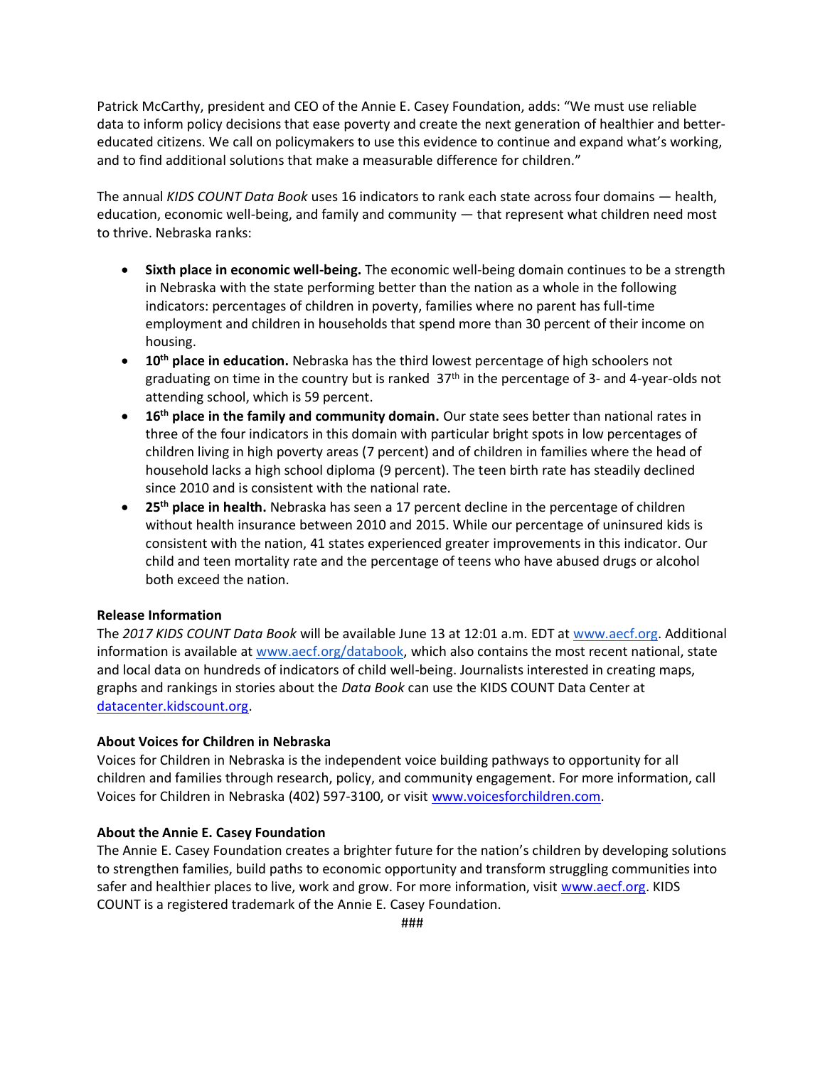Patrick McCarthy, president and CEO of the Annie E. Casey Foundation, adds: "We must use reliable data to inform policy decisions that ease poverty and create the next generation of healthier and better-educated citizens. We call on policymakers to use this evidence to continue and expand what's working, and to find additional solutions that make a measurable difference for children."

The annual *KIDS COUNT Data Book* uses 16 indicators to rank each state across four domains — health, education, economic well-being, and family and community — that represent what children need most to thrive. Nebraska ranks:

- **Sixth place in economic well-being.** The economic well-being domain continues to be a strength in Nebraska with the state performing better than the nation as a whole in the following indicators: percentages of children in poverty, families where no parent has full-time employment and children in households that spend more than 30 percent of their income on housing.
- **10th place in education.** Nebraska has the third lowest percentage of high schoolers not graduating on time in the country but is ranked 37th in the percentage of 3- and 4-year-olds not attending school, which is 59 percent.
- **16th place in the family and community domain.** Our state sees better than national rates in three of the four indicators in this domain with particular bright spots in low percentages of children living in high poverty areas (7 percent) and of children in families where the head of household lacks a high school diploma (9 percent). The teen birth rate has steadily declined since 2010 and is consistent with the national rate.
- **25th place in health.** Nebraska has seen a 17 percent decline in the percentage of children without health insurance between 2010 and 2015. While our percentage of uninsured kids is consistent with the nation, 41 states experienced greater improvements in this indicator. Our child and teen mortality rate and the percentage of teens who have abused drugs or alcohol both exceed the nation.

**Release Information**
The *2017 KIDS COUNT Data Book* will be available June 13 at 12:01 a.m. EDT at www.aecf.org. Additional information is available at www.aecf.org/databook, which also contains the most recent national, state and local data on hundreds of indicators of child well-being. Journalists interested in creating maps, graphs and rankings in stories about the *Data Book* can use the KIDS COUNT Data Center at datacenter.kidscount.org.

**About Voices for Children in Nebraska**
Voices for Children in Nebraska is the independent voice building pathways to opportunity for all children and families through research, policy, and community engagement. For more information, call Voices for Children in Nebraska (402) 597-3100, or visit www.voicesforchildren.com.

**About the Annie E. Casey Foundation**
The Annie E. Casey Foundation creates a brighter future for the nation's children by developing solutions to strengthen families, build paths to economic opportunity and transform struggling communities into safer and healthier places to live, work and grow. For more information, visit www.aecf.org. KIDS COUNT is a registered trademark of the Annie E. Casey Foundation.

###